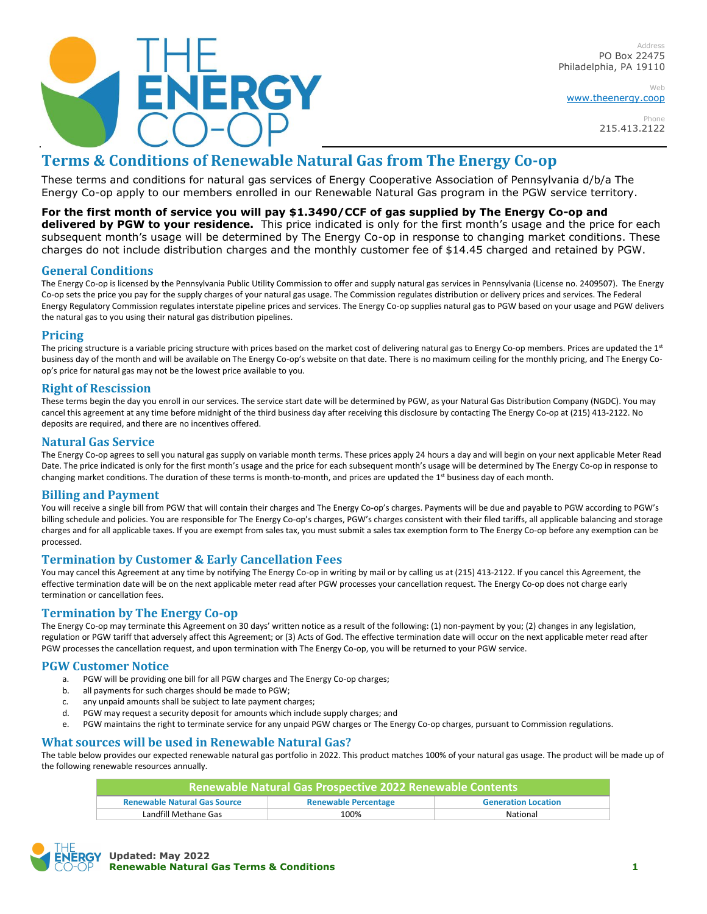Address
PO Box 22475
Philadelphia, PA 19110

Web
www.theenergy.coop

Phone
215.413.2122

# Terms & Conditions of Renewable Natural Gas from The Energy Co-op

These terms and conditions for natural gas services of Energy Cooperative Association of Pennsylvania d/b/a The Energy Co-op apply to our members enrolled in our Renewable Natural Gas program in the PGW service territory.

**For the first month of service you will pay $1.3490/CCF of gas supplied by The Energy Co-op and delivered by PGW to your residence.** This price indicated is only for the first month's usage and the price for each subsequent month's usage will be determined by The Energy Co-op in response to changing market conditions. These charges do not include distribution charges and the monthly customer fee of $14.45 charged and retained by PGW.

## General Conditions

The Energy Co-op is licensed by the Pennsylvania Public Utility Commission to offer and supply natural gas services in Pennsylvania (License no. 2409507). The Energy Co-op sets the price you pay for the supply charges of your natural gas usage. The Commission regulates distribution or delivery prices and services. The Federal Energy Regulatory Commission regulates interstate pipeline prices and services. The Energy Co-op supplies natural gas to PGW based on your usage and PGW delivers the natural gas to you using their natural gas distribution pipelines.

## Pricing

The pricing structure is a variable pricing structure with prices based on the market cost of delivering natural gas to Energy Co-op members. Prices are updated the 1st business day of the month and will be available on The Energy Co-op's website on that date. There is no maximum ceiling for the monthly pricing, and The Energy Co-op's price for natural gas may not be the lowest price available to you.

## Right of Rescission

These terms begin the day you enroll in our services. The service start date will be determined by PGW, as your Natural Gas Distribution Company (NGDC). You may cancel this agreement at any time before midnight of the third business day after receiving this disclosure by contacting The Energy Co-op at (215) 413-2122. No deposits are required, and there are no incentives offered.

## Natural Gas Service

The Energy Co-op agrees to sell you natural gas supply on variable month terms. These prices apply 24 hours a day and will begin on your next applicable Meter Read Date. The price indicated is only for the first month's usage and the price for each subsequent month's usage will be determined by The Energy Co-op in response to changing market conditions. The duration of these terms is month-to-month, and prices are updated the 1st business day of each month.

## Billing and Payment

You will receive a single bill from PGW that will contain their charges and The Energy Co-op's charges. Payments will be due and payable to PGW according to PGW's billing schedule and policies. You are responsible for The Energy Co-op's charges, PGW's charges consistent with their filed tariffs, all applicable balancing and storage charges and for all applicable taxes. If you are exempt from sales tax, you must submit a sales tax exemption form to The Energy Co-op before any exemption can be processed.

## Termination by Customer & Early Cancellation Fees

You may cancel this Agreement at any time by notifying The Energy Co-op in writing by mail or by calling us at (215) 413-2122. If you cancel this Agreement, the effective termination date will be on the next applicable meter read after PGW processes your cancellation request. The Energy Co-op does not charge early termination or cancellation fees.

## Termination by The Energy Co-op

The Energy Co-op may terminate this Agreement on 30 days' written notice as a result of the following: (1) non-payment by you; (2) changes in any legislation, regulation or PGW tariff that adversely affect this Agreement; or (3) Acts of God. The effective termination date will occur on the next applicable meter read after PGW processes the cancellation request, and upon termination with The Energy Co-op, you will be returned to your PGW service.

## PGW Customer Notice

a. PGW will be providing one bill for all PGW charges and The Energy Co-op charges;
b. all payments for such charges should be made to PGW;
c. any unpaid amounts shall be subject to late payment charges;
d. PGW may request a security deposit for amounts which include supply charges; and
e. PGW maintains the right to terminate service for any unpaid PGW charges or The Energy Co-op charges, pursuant to Commission regulations.

## What sources will be used in Renewable Natural Gas?

The table below provides our expected renewable natural gas portfolio in 2022. This product matches 100% of your natural gas usage. The product will be made up of the following renewable resources annually.

| Renewable Natural Gas Prospective 2022 Renewable Contents | | |
|---|---|---|
| **Renewable Natural Gas Source** | **Renewable Percentage** | **Generation Location** |
| Landfill Methane Gas | 100% | National |

**Updated: May 2022**
**Renewable Natural Gas Terms & Conditions**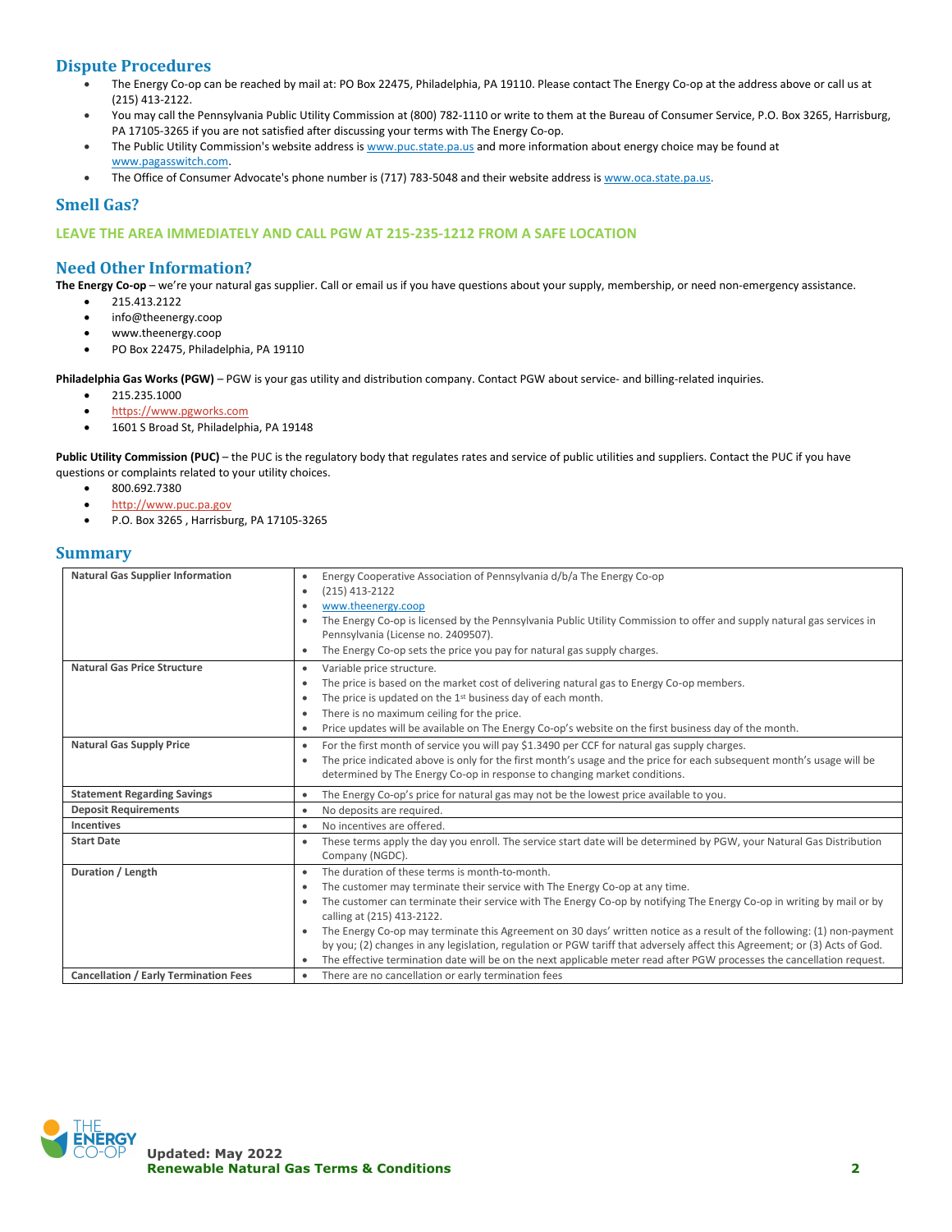## Dispute Procedures

- The Energy Co-op can be reached by mail at: PO Box 22475, Philadelphia, PA 19110. Please contact The Energy Co-op at the address above or call us at (215) 413-2122.
- You may call the Pennsylvania Public Utility Commission at (800) 782-1110 or write to them at the Bureau of Consumer Service, P.O. Box 3265, Harrisburg, PA 17105-3265 if you are not satisfied after discussing your terms with The Energy Co-op.
- The Public Utility Commission's website address is www.puc.state.pa.us and more information about energy choice may be found at www.pagasswitch.com.
- The Office of Consumer Advocate's phone number is (717) 783-5048 and their website address is www.oca.state.pa.us.

## Smell Gas?

**LEAVE THE AREA IMMEDIATELY AND CALL PGW AT 215-235-1212 FROM A SAFE LOCATION**

## Need Other Information?

**The Energy Co-op** – we're your natural gas supplier. Call or email us if you have questions about your supply, membership, or need non-emergency assistance.

- 215.413.2122
- info@theenergy.coop
- www.theenergy.coop
- PO Box 22475, Philadelphia, PA 19110

**Philadelphia Gas Works (PGW)** – PGW is your gas utility and distribution company. Contact PGW about service- and billing-related inquiries.

- 215.235.1000
- https://www.pgworks.com
- 1601 S Broad St, Philadelphia, PA 19148

**Public Utility Commission (PUC)** – the PUC is the regulatory body that regulates rates and service of public utilities and suppliers. Contact the PUC if you have questions or complaints related to your utility choices.

- 800.692.7380
- http://www.puc.pa.gov
- P.O. Box 3265 , Harrisburg, PA 17105-3265

## Summary

| | |
|---|---|
| **Natural Gas Supplier Information** | • Energy Cooperative Association of Pennsylvania d/b/a The Energy Co-op<br>• (215) 413-2122<br>• www.theenergy.coop<br>• The Energy Co-op is licensed by the Pennsylvania Public Utility Commission to offer and supply natural gas services in Pennsylvania (License no. 2409507).<br>• The Energy Co-op sets the price you pay for natural gas supply charges. |
| **Natural Gas Price Structure** | • Variable price structure.<br>• The price is based on the market cost of delivering natural gas to Energy Co-op members.<br>• The price is updated on the 1st business day of each month.<br>• There is no maximum ceiling for the price.<br>• Price updates will be available on The Energy Co-op's website on the first business day of the month. |
| **Natural Gas Supply Price** | • For the first month of service you will pay $1.3490 per CCF for natural gas supply charges.<br>• The price indicated above is only for the first month's usage and the price for each subsequent month's usage will be determined by The Energy Co-op in response to changing market conditions. |
| **Statement Regarding Savings** | • The Energy Co-op's price for natural gas may not be the lowest price available to you. |
| **Deposit Requirements** | • No deposits are required. |
| **Incentives** | • No incentives are offered. |
| **Start Date** | • These terms apply the day you enroll. The service start date will be determined by PGW, your Natural Gas Distribution Company (NGDC). |
| **Duration / Length** | • The duration of these terms is month-to-month.<br>• The customer may terminate their service with The Energy Co-op at any time.<br>• The customer can terminate their service with The Energy Co-op by notifying The Energy Co-op in writing by mail or by calling at (215) 413-2122.<br>• The Energy Co-op may terminate this Agreement on 30 days' written notice as a result of the following: (1) non-payment by you; (2) changes in any legislation, regulation or PGW tariff that adversely affect this Agreement; or (3) Acts of God.<br>• The effective termination date will be on the next applicable meter read after PGW processes the cancellation request. |
| **Cancellation / Early Termination Fees** | • There are no cancellation or early termination fees |

**Updated: May 2022**
**Renewable Natural Gas Terms & Conditions**